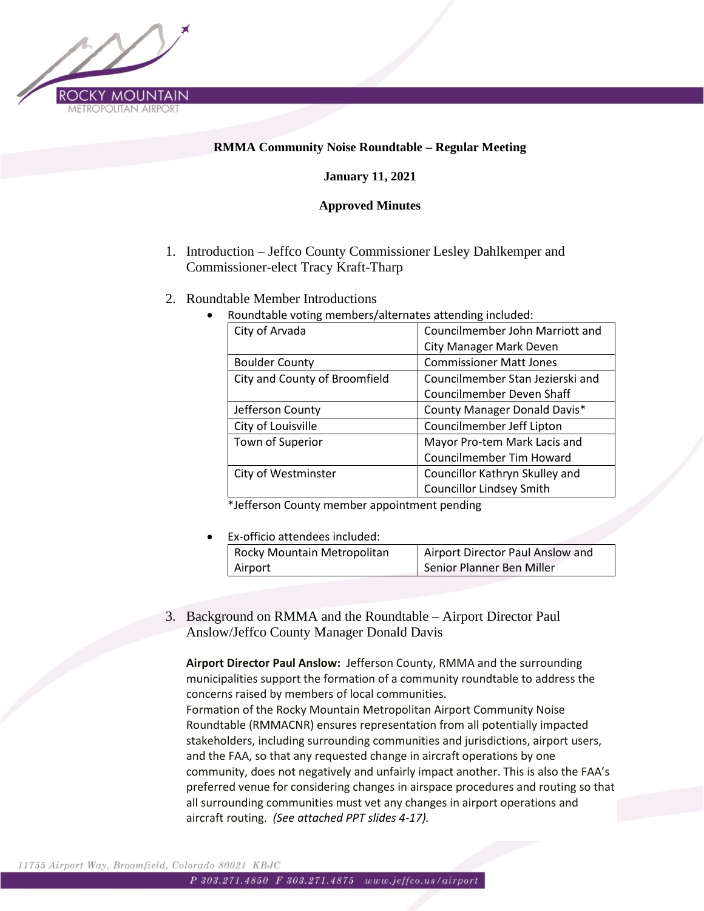# RMMA Community Noise Roundtable – Regular Meeting

**January 11, 2021**

**Approved Minutes**

1. Introduction – Jeffco County Commissioner Lesley Dahlkemper and Commissioner-elect Tracy Kraft-Tharp

2. Roundtable Member Introductions
   - Roundtable voting members/alternates attending included:

| | |
|---|---|
| City of Arvada | Councilmember John Marriott and City Manager Mark Deven |
| Boulder County | Commissioner Matt Jones |
| City and County of Broomfield | Councilmember Stan Jezierski and Councilmember Deven Shaff |
| Jefferson County | County Manager Donald Davis* |
| City of Louisville | Councilmember Jeff Lipton |
| Town of Superior | Mayor Pro-tem Mark Lacis and Councilmember Tim Howard |
| City of Westminster | Councillor Kathryn Skulley and Councillor Lindsey Smith |

   *Jefferson County member appointment pending

   - Ex-officio attendees included:

| | |
|---|---|
| Rocky Mountain Metropolitan Airport | Airport Director Paul Anslow and Senior Planner Ben Miller |

3. Background on RMMA and the Roundtable – Airport Director Paul Anslow/Jeffco County Manager Donald Davis

   **Airport Director Paul Anslow:** Jefferson County, RMMA and the surrounding municipalities support the formation of a community roundtable to address the concerns raised by members of local communities.
   Formation of the Rocky Mountain Metropolitan Airport Community Noise Roundtable (RMMACNR) ensures representation from all potentially impacted stakeholders, including surrounding communities and jurisdictions, airport users, and the FAA, so that any requested change in aircraft operations by one community, does not negatively and unfairly impact another. This is also the FAA's preferred venue for considering changes in airspace procedures and routing so that all surrounding communities must vet any changes in airport operations and aircraft routing. *(See attached PPT slides 4-17).*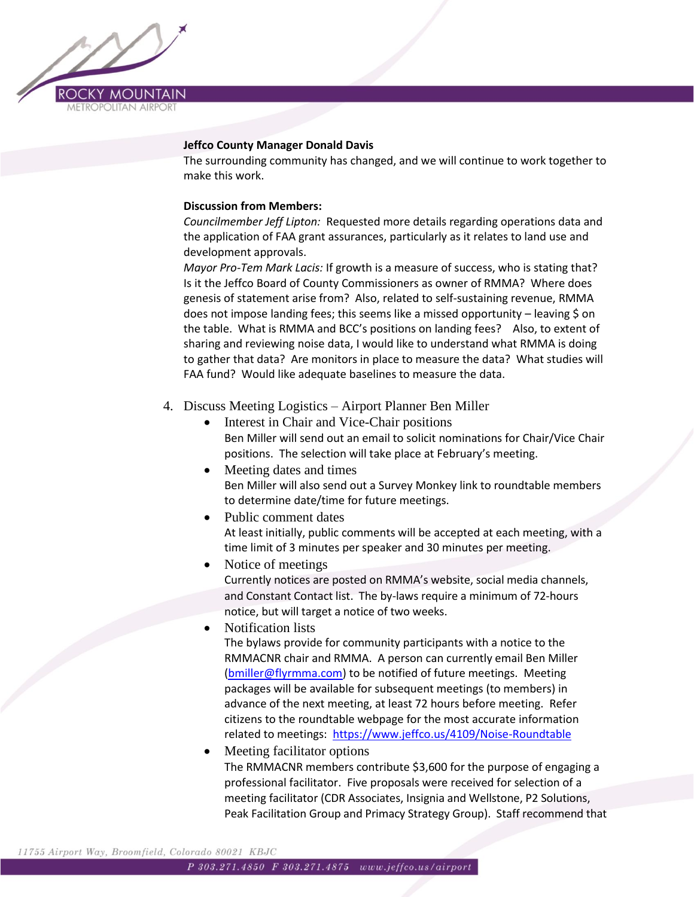**Jeffco County Manager Donald Davis**
The surrounding community has changed, and we will continue to work together to make this work.

**Discussion from Members:**
*Councilmember Jeff Lipton:* Requested more details regarding operations data and the application of FAA grant assurances, particularly as it relates to land use and development approvals.
*Mayor Pro-Tem Mark Lacis:* If growth is a measure of success, who is stating that? Is it the Jeffco Board of County Commissioners as owner of RMMA? Where does genesis of statement arise from? Also, related to self-sustaining revenue, RMMA does not impose landing fees; this seems like a missed opportunity – leaving $ on the table. What is RMMA and BCC's positions on landing fees? Also, to extent of sharing and reviewing noise data, I would like to understand what RMMA is doing to gather that data? Are monitors in place to measure the data? What studies will FAA fund? Would like adequate baselines to measure the data.

4. Discuss Meeting Logistics – Airport Planner Ben Miller
   - Interest in Chair and Vice-Chair positions
     Ben Miller will send out an email to solicit nominations for Chair/Vice Chair positions. The selection will take place at February's meeting.
   - Meeting dates and times
     Ben Miller will also send out a Survey Monkey link to roundtable members to determine date/time for future meetings.
   - Public comment dates
     At least initially, public comments will be accepted at each meeting, with a time limit of 3 minutes per speaker and 30 minutes per meeting.
   - Notice of meetings
     Currently notices are posted on RMMA's website, social media channels, and Constant Contact list. The by-laws require a minimum of 72-hours notice, but will target a notice of two weeks.
   - Notification lists
     The bylaws provide for community participants with a notice to the RMMACNR chair and RMMA. A person can currently email Ben Miller (bmiller@flyrmma.com) to be notified of future meetings. Meeting packages will be available for subsequent meetings (to members) in advance of the next meeting, at least 72 hours before meeting. Refer citizens to the roundtable webpage for the most accurate information related to meetings: https://www.jeffco.us/4109/Noise-Roundtable
   - Meeting facilitator options
     The RMMACNR members contribute $3,600 for the purpose of engaging a professional facilitator. Five proposals were received for selection of a meeting facilitator (CDR Associates, Insignia and Wellstone, P2 Solutions, Peak Facilitation Group and Primacy Strategy Group). Staff recommend that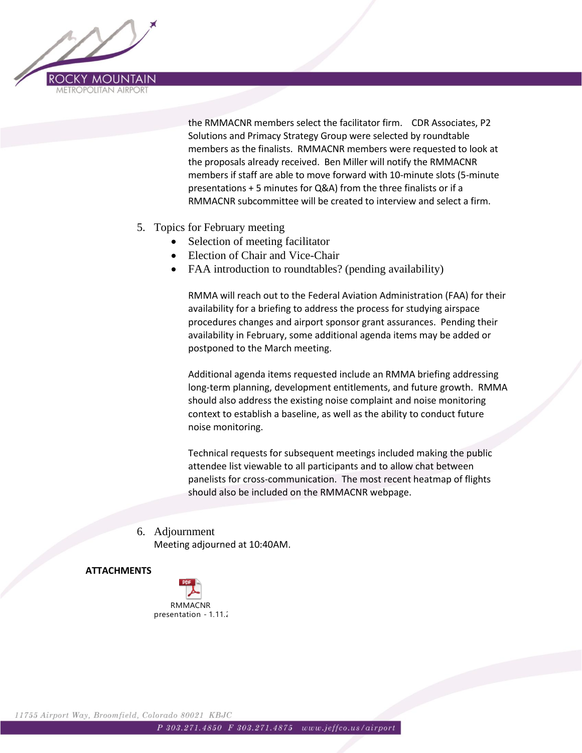the RMMACNR members select the facilitator firm. CDR Associates, P2 Solutions and Primacy Strategy Group were selected by roundtable members as the finalists. RMMACNR members were requested to look at the proposals already received. Ben Miller will notify the RMMACNR members if staff are able to move forward with 10-minute slots (5-minute presentations + 5 minutes for Q&A) from the three finalists or if a RMMACNR subcommittee will be created to interview and select a firm.

5. Topics for February meeting
   - Selection of meeting facilitator
   - Election of Chair and Vice-Chair
   - FAA introduction to roundtables? (pending availability)

   RMMA will reach out to the Federal Aviation Administration (FAA) for their availability for a briefing to address the process for studying airspace procedures changes and airport sponsor grant assurances. Pending their availability in February, some additional agenda items may be added or postponed to the March meeting.

   Additional agenda items requested include an RMMA briefing addressing long-term planning, development entitlements, and future growth. RMMA should also address the existing noise complaint and noise monitoring context to establish a baseline, as well as the ability to conduct future noise monitoring.

   Technical requests for subsequent meetings included making the public attendee list viewable to all participants and to allow chat between panelists for cross-communication. The most recent heatmap of flights should also be included on the RMMACNR webpage.

6. Adjournment
   Meeting adjourned at 10:40AM.

**ATTACHMENTS**

RMMACNR presentation - 1.11.2